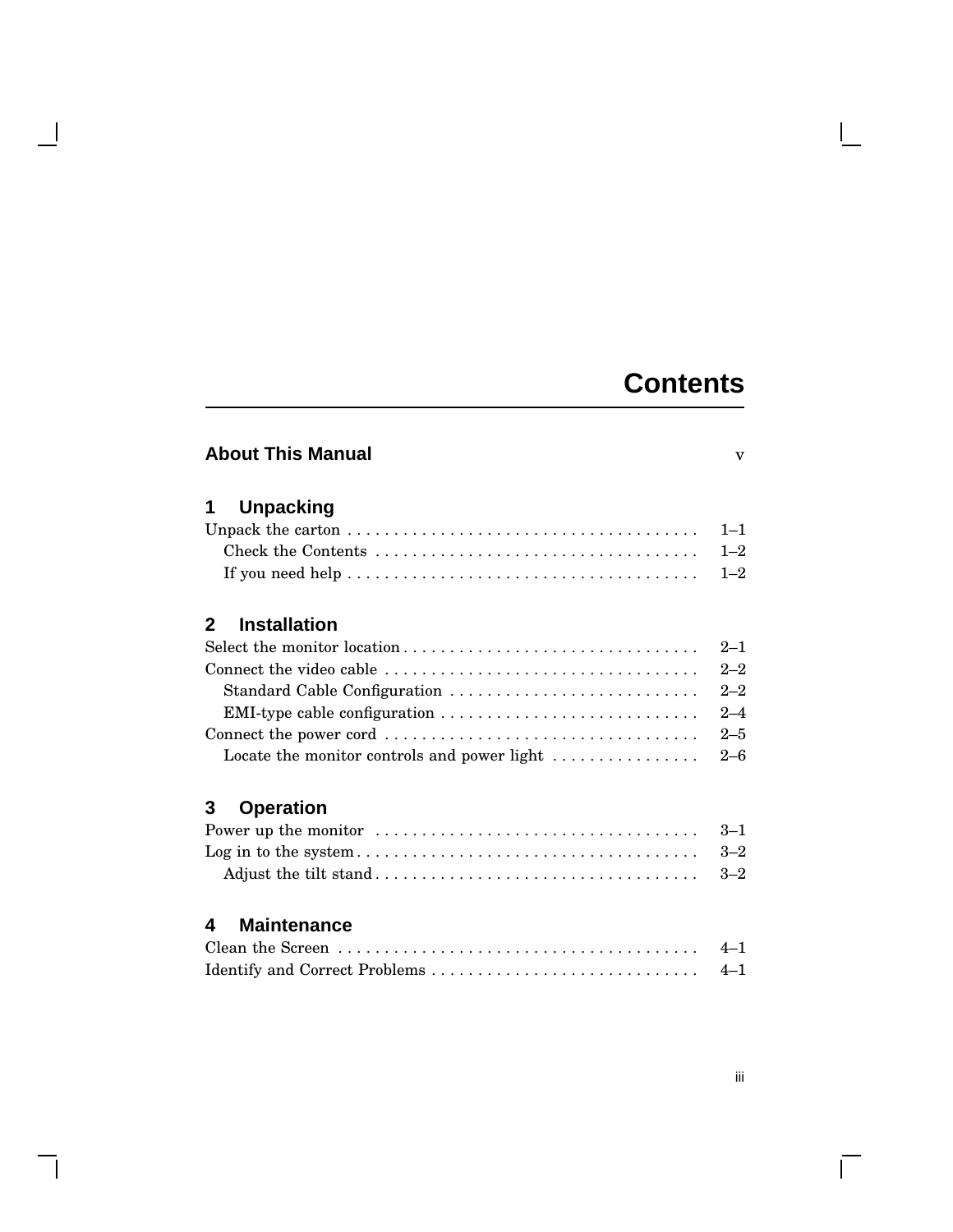# Contents

## About This Manual v

## 1 Unpacking

Unpack the carton . . . . . . . . . . . . . . . . . . . . . . . . . . . . . . . . . . . . . . 1–1
- Check the Contents . . . . . . . . . . . . . . . . . . . . . . . . . . . . . . . . . . . 1–2
- If you need help . . . . . . . . . . . . . . . . . . . . . . . . . . . . . . . . . . . . . . 1–2

## 2 Installation

Select the monitor location . . . . . . . . . . . . . . . . . . . . . . . . . . . . . . . . 2–1

Connect the video cable . . . . . . . . . . . . . . . . . . . . . . . . . . . . . . . . . . 2–2
- Standard Cable Configuration . . . . . . . . . . . . . . . . . . . . . . . . . . . 2–2
- EMI-type cable configuration . . . . . . . . . . . . . . . . . . . . . . . . . . . . 2–4

Connect the power cord . . . . . . . . . . . . . . . . . . . . . . . . . . . . . . . . . . 2–5
- Locate the monitor controls and power light . . . . . . . . . . . . . . . . 2–6

## 3 Operation

Power up the monitor . . . . . . . . . . . . . . . . . . . . . . . . . . . . . . . . . . . 3–1

Log in to the system . . . . . . . . . . . . . . . . . . . . . . . . . . . . . . . . . . . . . 3–2
- Adjust the tilt stand . . . . . . . . . . . . . . . . . . . . . . . . . . . . . . . . . . . 3–2

## 4 Maintenance

Clean the Screen . . . . . . . . . . . . . . . . . . . . . . . . . . . . . . . . . . . . . . . 4–1

Identify and Correct Problems . . . . . . . . . . . . . . . . . . . . . . . . . . . . . 4–1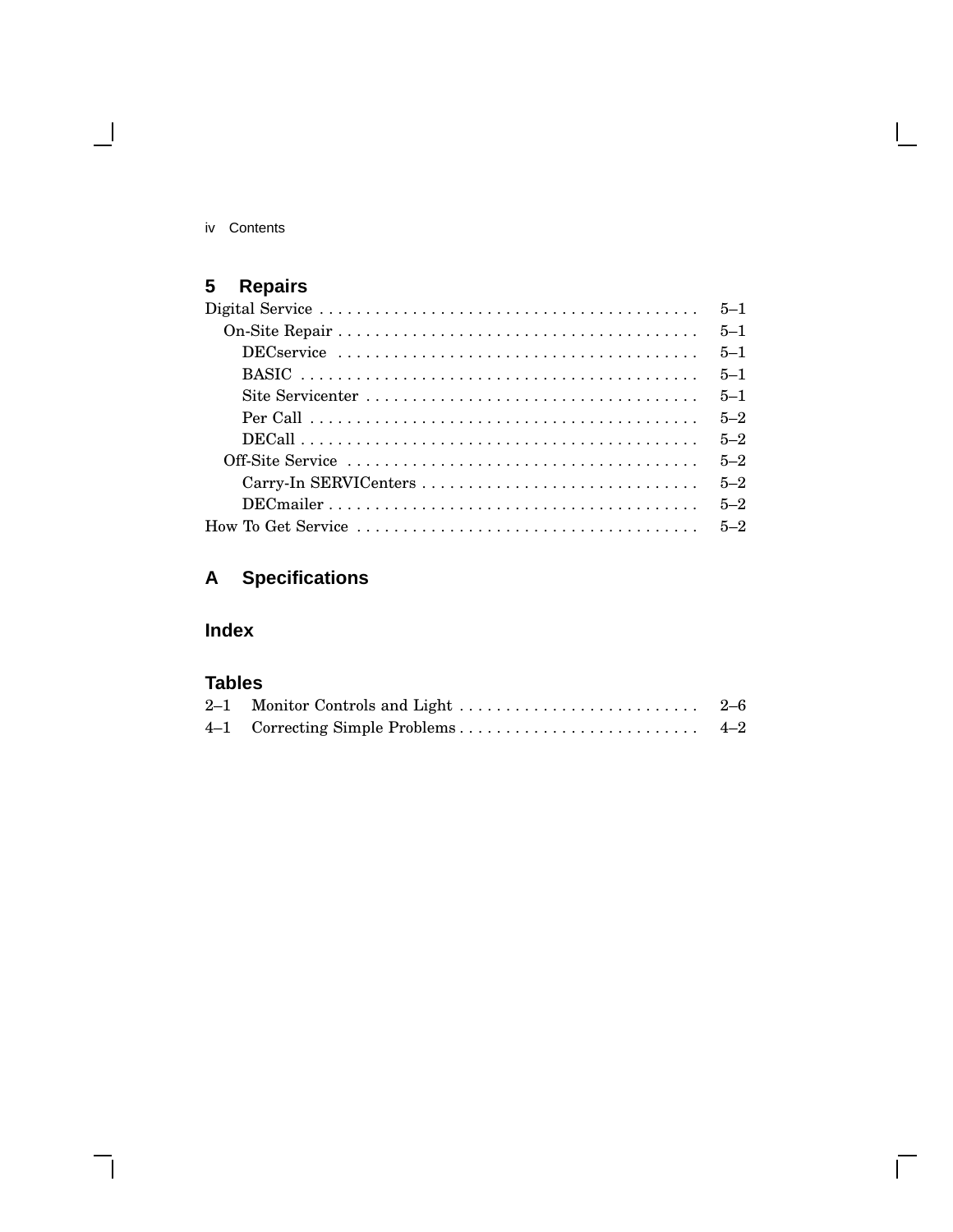## 5 Repairs

Digital Service . . . . . . . . . . . . . . . . . . . . . . . . . . . . . . . . . . . . . . . . 5–1
  On-Site Repair . . . . . . . . . . . . . . . . . . . . . . . . . . . . . . . . . . . . . . 5–1
    DECservice . . . . . . . . . . . . . . . . . . . . . . . . . . . . . . . . . . . . . . 5–1
    BASIC . . . . . . . . . . . . . . . . . . . . . . . . . . . . . . . . . . . . . . . . . . 5–1
    Site Servicenter . . . . . . . . . . . . . . . . . . . . . . . . . . . . . . . . . . . 5–1
    Per Call . . . . . . . . . . . . . . . . . . . . . . . . . . . . . . . . . . . . . . . . . 5–2
    DECall . . . . . . . . . . . . . . . . . . . . . . . . . . . . . . . . . . . . . . . . . . 5–2
  Off-Site Service . . . . . . . . . . . . . . . . . . . . . . . . . . . . . . . . . . . . . 5–2
    Carry-In SERVICenters . . . . . . . . . . . . . . . . . . . . . . . . . . . . . 5–2
    DECmailer . . . . . . . . . . . . . . . . . . . . . . . . . . . . . . . . . . . . . . . 5–2
How To Get Service . . . . . . . . . . . . . . . . . . . . . . . . . . . . . . . . . . . . 5–2

## A Specifications

## Index

## Tables

2–1 Monitor Controls and Light . . . . . . . . . . . . . . . . . . . . . . . . . 2–6
4–1 Correcting Simple Problems . . . . . . . . . . . . . . . . . . . . . . . . . 4–2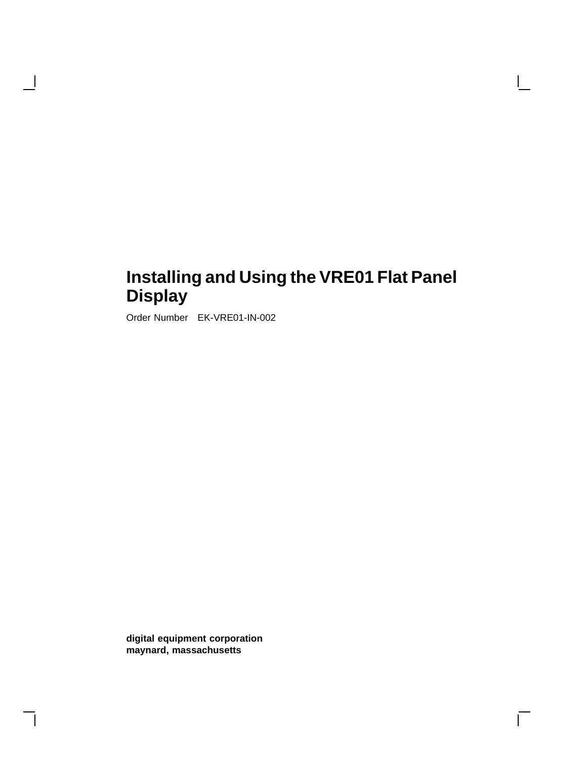# Installing and Using the VRE01 Flat Panel Display

Order Number EK-VRE01-IN-002

**digital equipment corporation**
**maynard, massachusetts**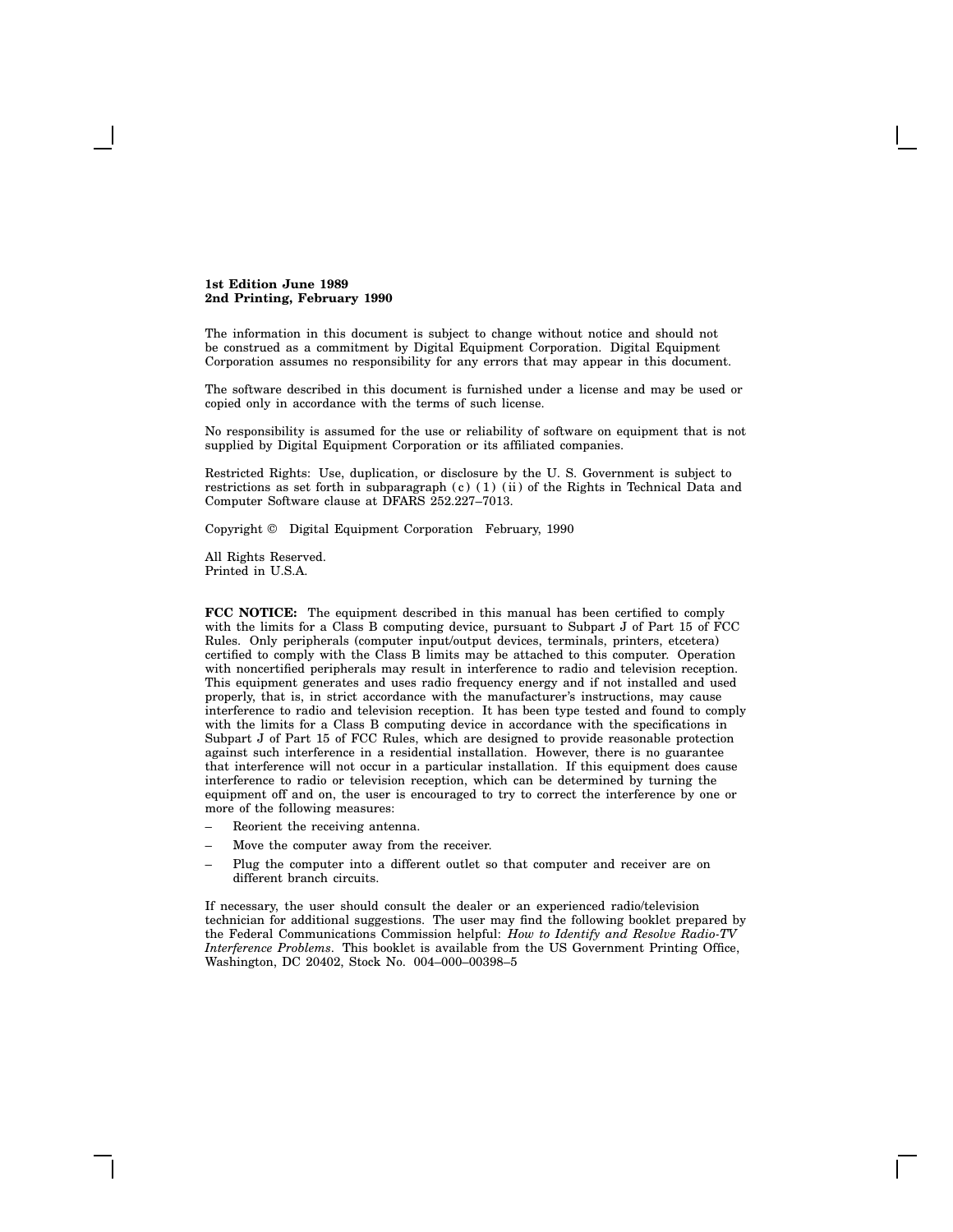**1st Edition June 1989**
**2nd Printing, February 1990**

The information in this document is subject to change without notice and should not be construed as a commitment by Digital Equipment Corporation. Digital Equipment Corporation assumes no responsibility for any errors that may appear in this document.

The software described in this document is furnished under a license and may be used or copied only in accordance with the terms of such license.

No responsibility is assumed for the use or reliability of software on equipment that is not supplied by Digital Equipment Corporation or its affiliated companies.

Restricted Rights: Use, duplication, or disclosure by the U. S. Government is subject to restrictions as set forth in subparagraph (c) (1) (ii) of the Rights in Technical Data and Computer Software clause at DFARS 252.227–7013.

Copyright © Digital Equipment Corporation February, 1990

All Rights Reserved.
Printed in U.S.A.

**FCC NOTICE:** The equipment described in this manual has been certified to comply with the limits for a Class B computing device, pursuant to Subpart J of Part 15 of FCC Rules. Only peripherals (computer input/output devices, terminals, printers, etcetera) certified to comply with the Class B limits may be attached to this computer. Operation with noncertified peripherals may result in interference to radio and television reception. This equipment generates and uses radio frequency energy and if not installed and used properly, that is, in strict accordance with the manufacturer's instructions, may cause interference to radio and television reception. It has been type tested and found to comply with the limits for a Class B computing device in accordance with the specifications in Subpart J of Part 15 of FCC Rules, which are designed to provide reasonable protection against such interference in a residential installation. However, there is no guarantee that interference will not occur in a particular installation. If this equipment does cause interference to radio or television reception, which can be determined by turning the equipment off and on, the user is encouraged to try to correct the interference by one or more of the following measures:

- Reorient the receiving antenna.
- Move the computer away from the receiver.
- Plug the computer into a different outlet so that computer and receiver are on different branch circuits.

If necessary, the user should consult the dealer or an experienced radio/television technician for additional suggestions. The user may find the following booklet prepared by the Federal Communications Commission helpful: *How to Identify and Resolve Radio-TV Interference Problems*. This booklet is available from the US Government Printing Office, Washington, DC 20402, Stock No. 004–000–00398–5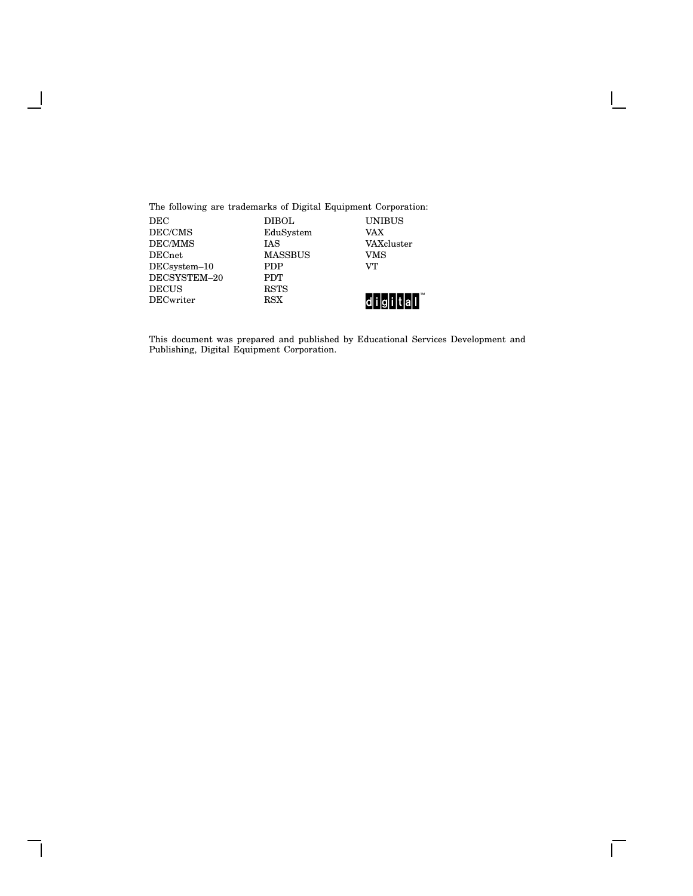The following are trademarks of Digital Equipment Corporation:

| | | |
|---|---|---|
| DEC | DIBOL | UNIBUS |
| DEC/CMS | EduSystem | VAX |
| DEC/MMS | IAS | VAXcluster |
| DECnet | MASSBUS | VMS |
| DECsystem–10 | PDP | VT |
| DECSYSTEM–20 | PDT | |
| DECUS | RSTS | |
| DECwriter | RSX | digital™ |

This document was prepared and published by Educational Services Development and Publishing, Digital Equipment Corporation.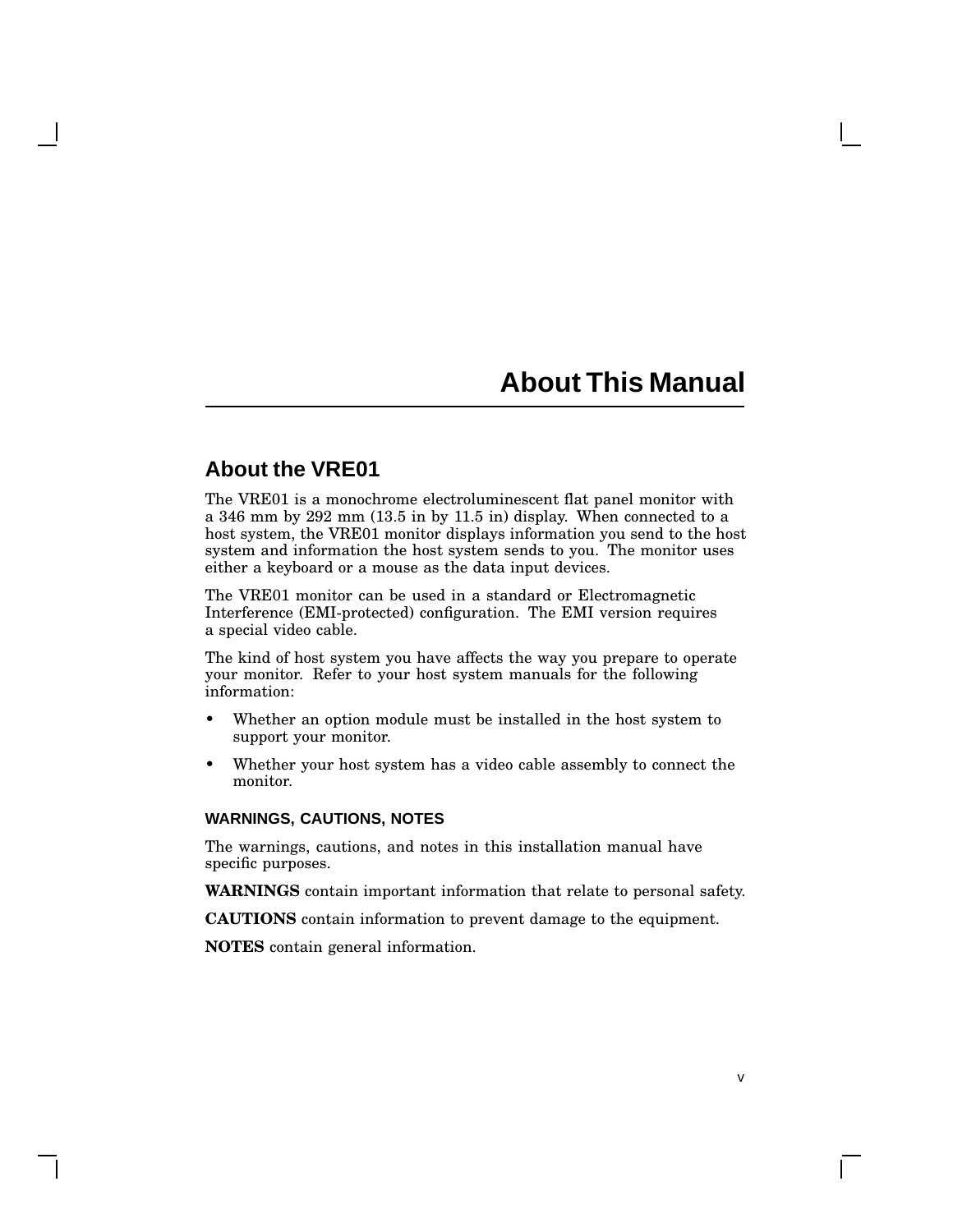# About This Manual

## About the VRE01

The VRE01 is a monochrome electroluminescent flat panel monitor with a 346 mm by 292 mm (13.5 in by 11.5 in) display. When connected to a host system, the VRE01 monitor displays information you send to the host system and information the host system sends to you. The monitor uses either a keyboard or a mouse as the data input devices.

The VRE01 monitor can be used in a standard or Electromagnetic Interference (EMI-protected) configuration. The EMI version requires a special video cable.

The kind of host system you have affects the way you prepare to operate your monitor. Refer to your host system manuals for the following information:

- Whether an option module must be installed in the host system to support your monitor.
- Whether your host system has a video cable assembly to connect the monitor.

### WARNINGS, CAUTIONS, NOTES

The warnings, cautions, and notes in this installation manual have specific purposes.

**WARNINGS** contain important information that relate to personal safety.

**CAUTIONS** contain information to prevent damage to the equipment.

**NOTES** contain general information.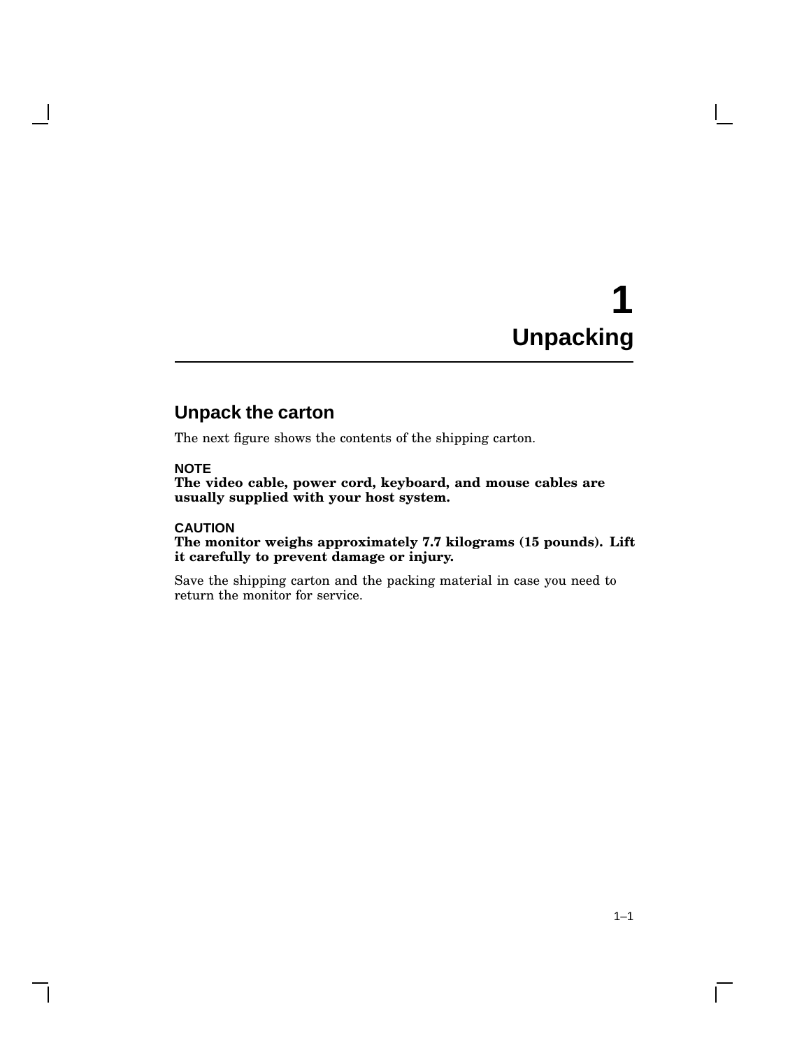# 1 Unpacking

## Unpack the carton

The next figure shows the contents of the shipping carton.

**NOTE**
**The video cable, power cord, keyboard, and mouse cables are usually supplied with your host system.**

**CAUTION**
**The monitor weighs approximately 7.7 kilograms (15 pounds). Lift it carefully to prevent damage or injury.**

Save the shipping carton and the packing material in case you need to return the monitor for service.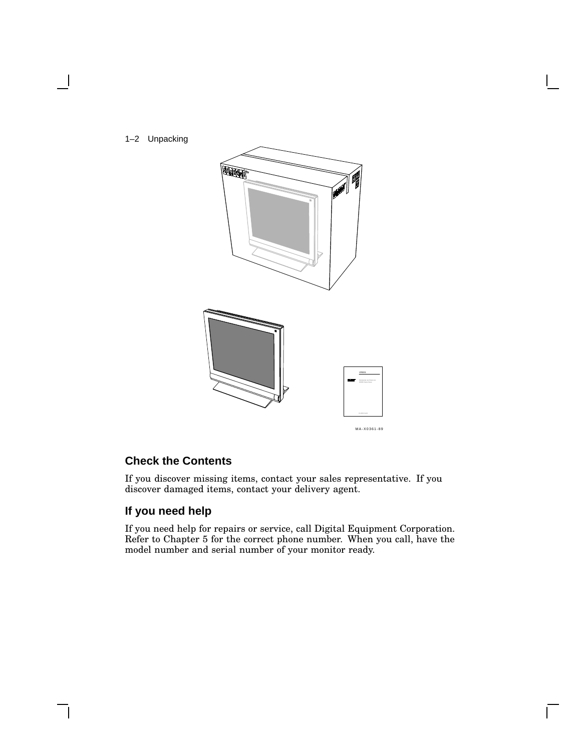MA-X0361-89

## Check the Contents

If you discover missing items, contact your sales representative. If you discover damaged items, contact your delivery agent.

## If you need help

If you need help for repairs or service, call Digital Equipment Corporation. Refer to Chapter 5 for the correct phone number. When you call, have the model number and serial number of your monitor ready.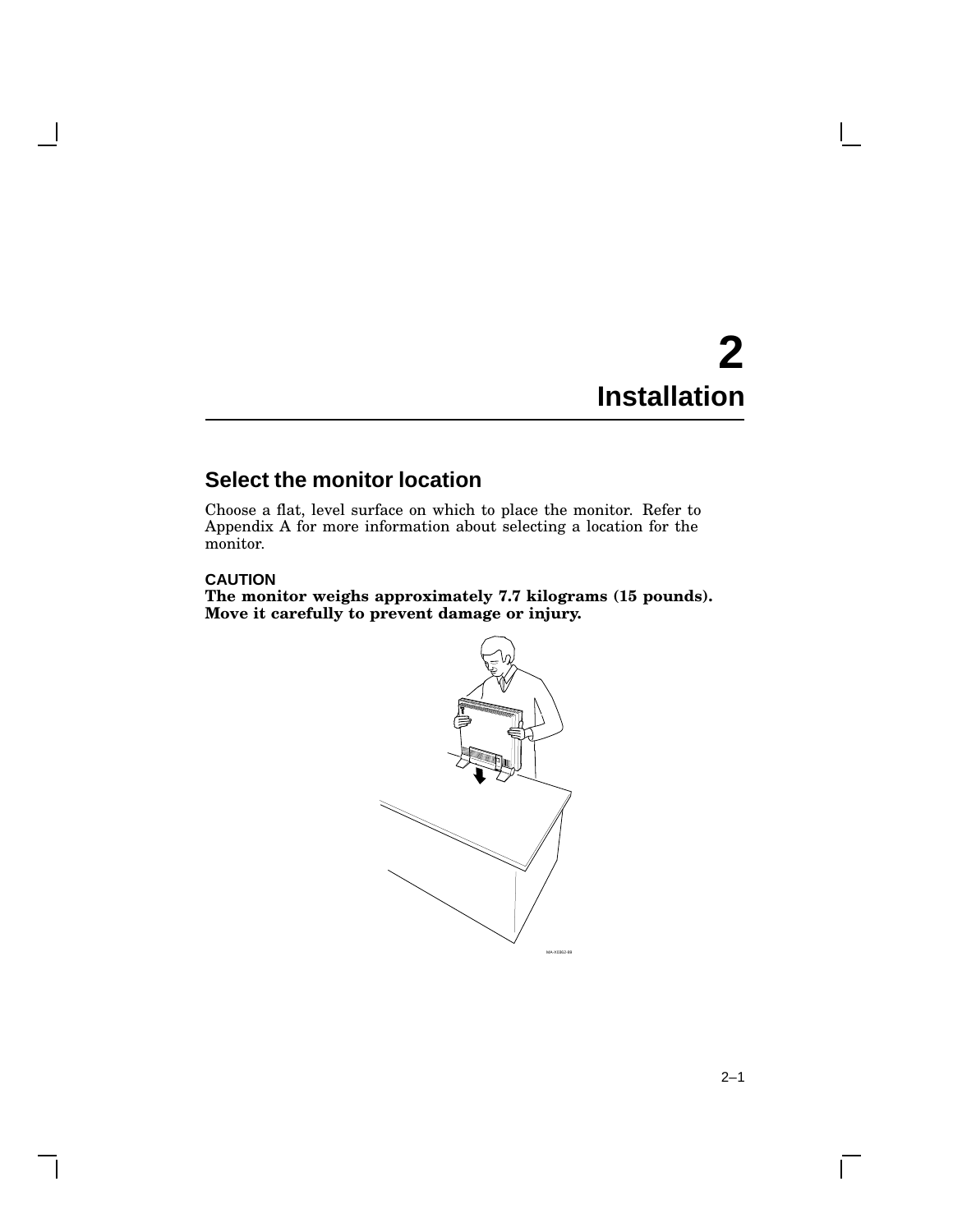# 2 Installation

## Select the monitor location

Choose a flat, level surface on which to place the monitor. Refer to Appendix A for more information about selecting a location for the monitor.

**CAUTION**

**The monitor weighs approximately 7.7 kilograms (15 pounds). Move it carefully to prevent damage or injury.**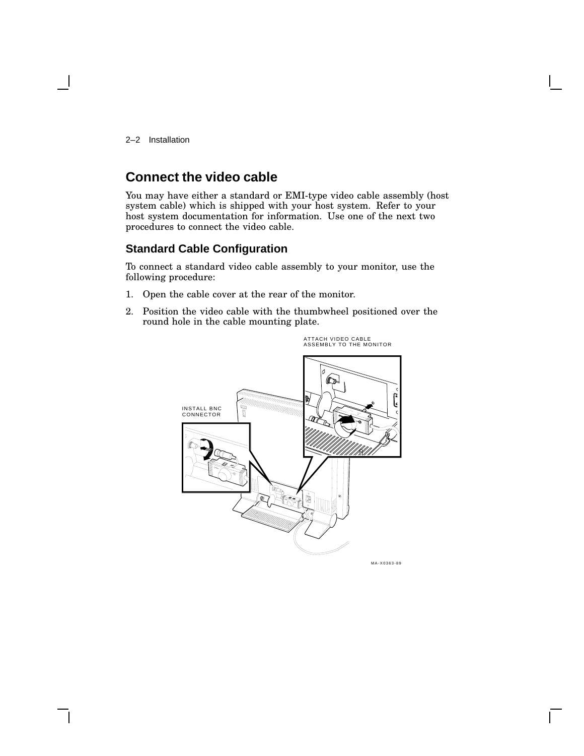## Connect the video cable

You may have either a standard or EMI-type video cable assembly (host system cable) which is shipped with your host system. Refer to your host system documentation for information. Use one of the next two procedures to connect the video cable.

### Standard Cable Configuration

To connect a standard video cable assembly to your monitor, use the following procedure:

1. Open the cable cover at the rear of the monitor.
2. Position the video cable with the thumbwheel positioned over the round hole in the cable mounting plate.

ATTACH VIDEO CABLE ASSEMBLY TO THE MONITOR

INSTALL BNC CONNECTOR

MA-X0363-89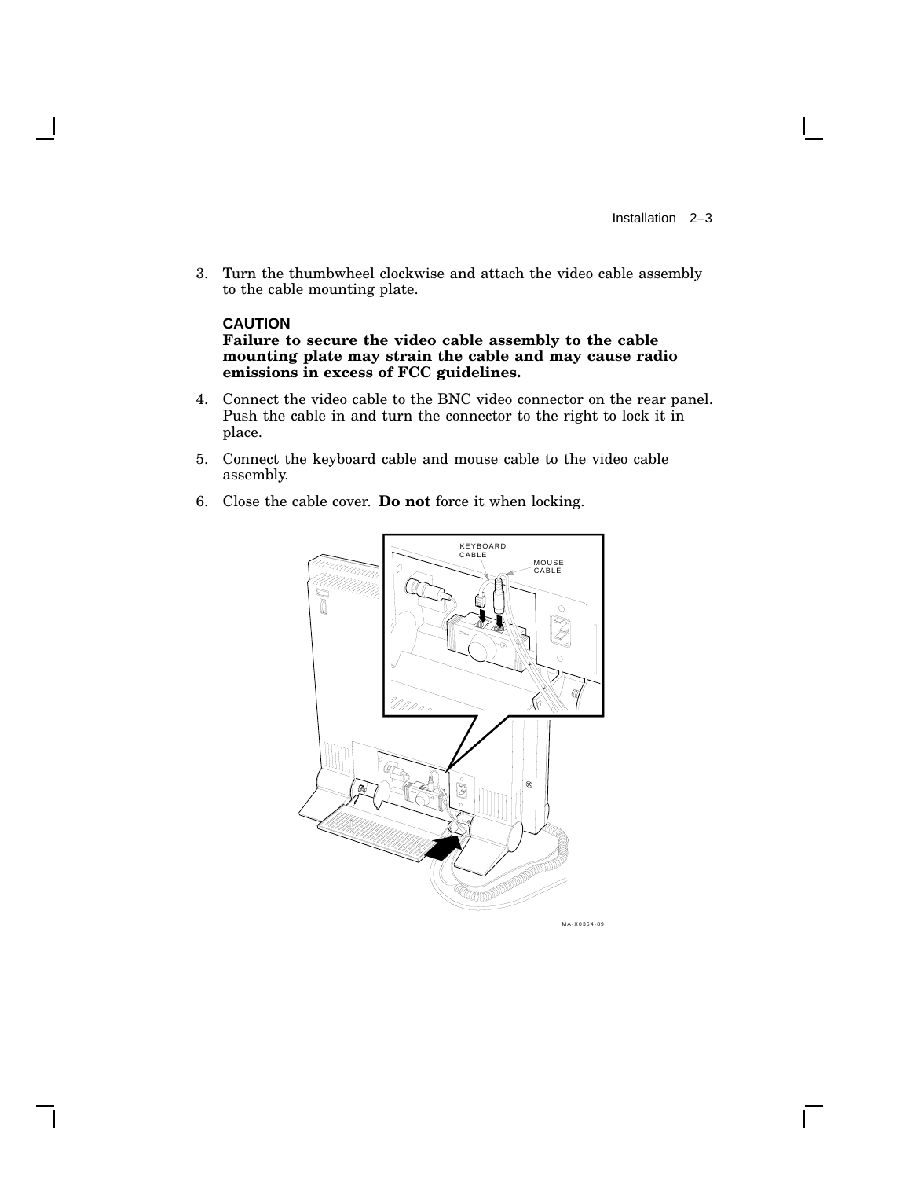3. Turn the thumbwheel clockwise and attach the video cable assembly to the cable mounting plate.

   **CAUTION**
   **Failure to secure the video cable assembly to the cable mounting plate may strain the cable and may cause radio emissions in excess of FCC guidelines.**

4. Connect the video cable to the BNC video connector on the rear panel. Push the cable in and turn the connector to the right to lock it in place.

5. Connect the keyboard cable and mouse cable to the video cable assembly.

6. Close the cable cover. **Do not** force it when locking.

KEYBOARD CABLE

MOUSE CABLE

MA-X0364-89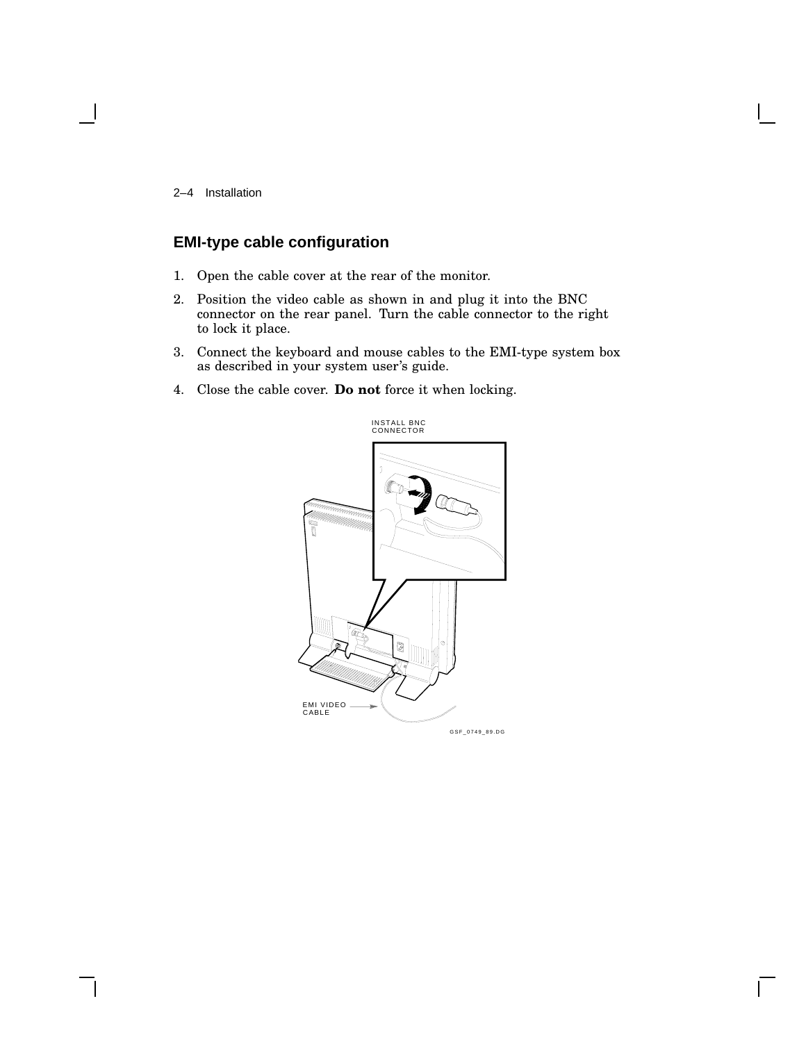## EMI-type cable configuration

1. Open the cable cover at the rear of the monitor.
2. Position the video cable as shown in and plug it into the BNC connector on the rear panel. Turn the cable connector to the right to lock it place.
3. Connect the keyboard and mouse cables to the EMI-type system box as described in your system user's guide.
4. Close the cable cover. **Do not** force it when locking.

INSTALL BNC CONNECTOR

EMI VIDEO CABLE

GSF_0749_89.DG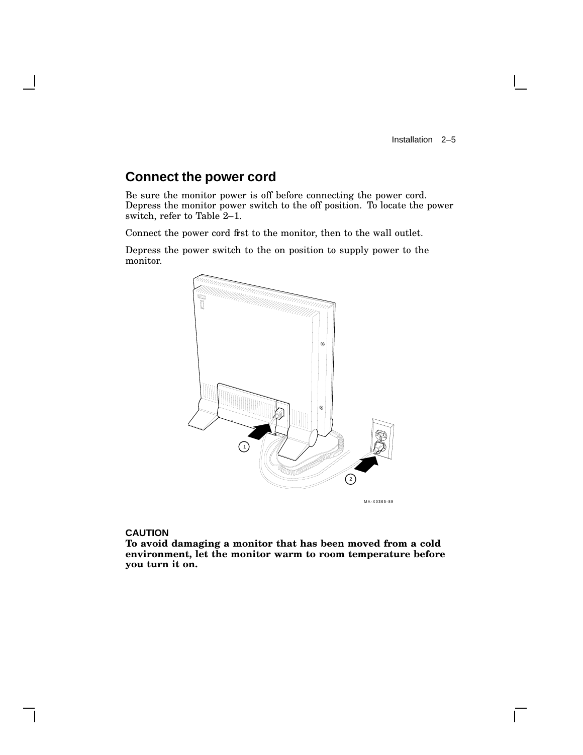## Connect the power cord

Be sure the monitor power is off before connecting the power cord. Depress the monitor power switch to the off position. To locate the power switch, refer to Table 2–1.

Connect the power cord first to the monitor, then to the wall outlet.

Depress the power switch to the on position to supply power to the monitor.

**CAUTION**
**To avoid damaging a monitor that has been moved from a cold environment, let the monitor warm to room temperature before you turn it on.**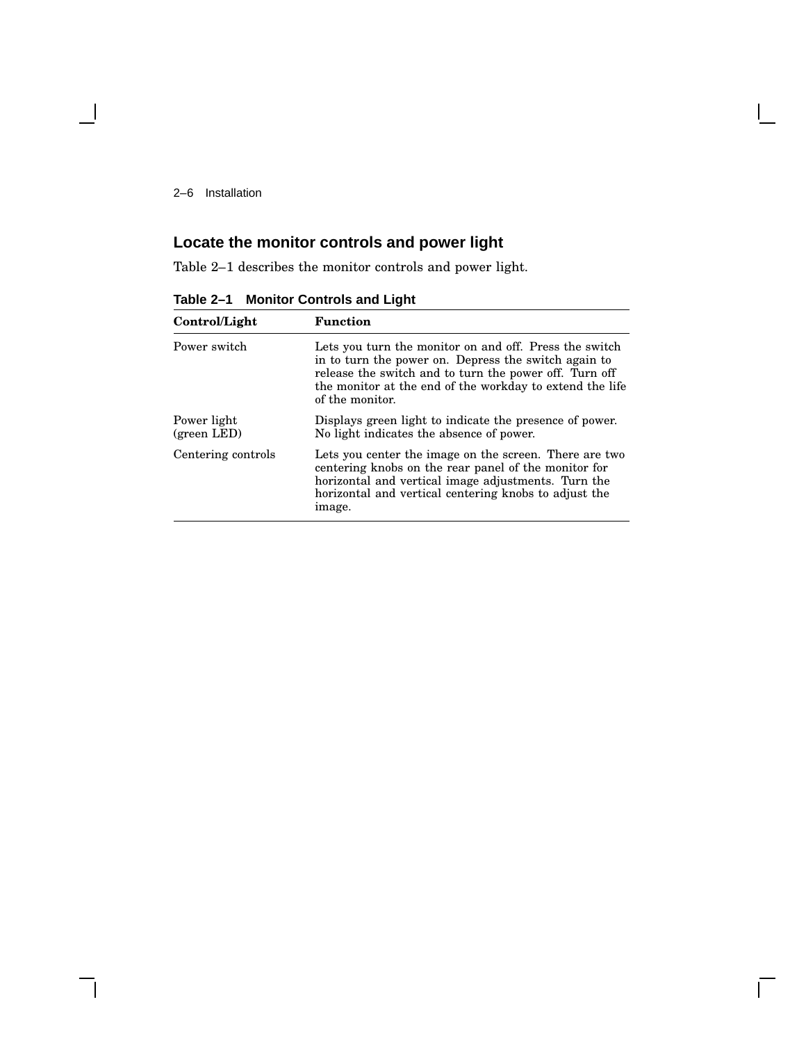## Locate the monitor controls and power light

Table 2–1 describes the monitor controls and power light.

**Table 2–1 Monitor Controls and Light**

| Control/Light | Function |
|---|---|
| Power switch | Lets you turn the monitor on and off. Press the switch in to turn the power on. Depress the switch again to release the switch and to turn the power off. Turn off the monitor at the end of the workday to extend the life of the monitor. |
| Power light (green LED) | Displays green light to indicate the presence of power. No light indicates the absence of power. |
| Centering controls | Lets you center the image on the screen. There are two centering knobs on the rear panel of the monitor for horizontal and vertical image adjustments. Turn the horizontal and vertical centering knobs to adjust the image. |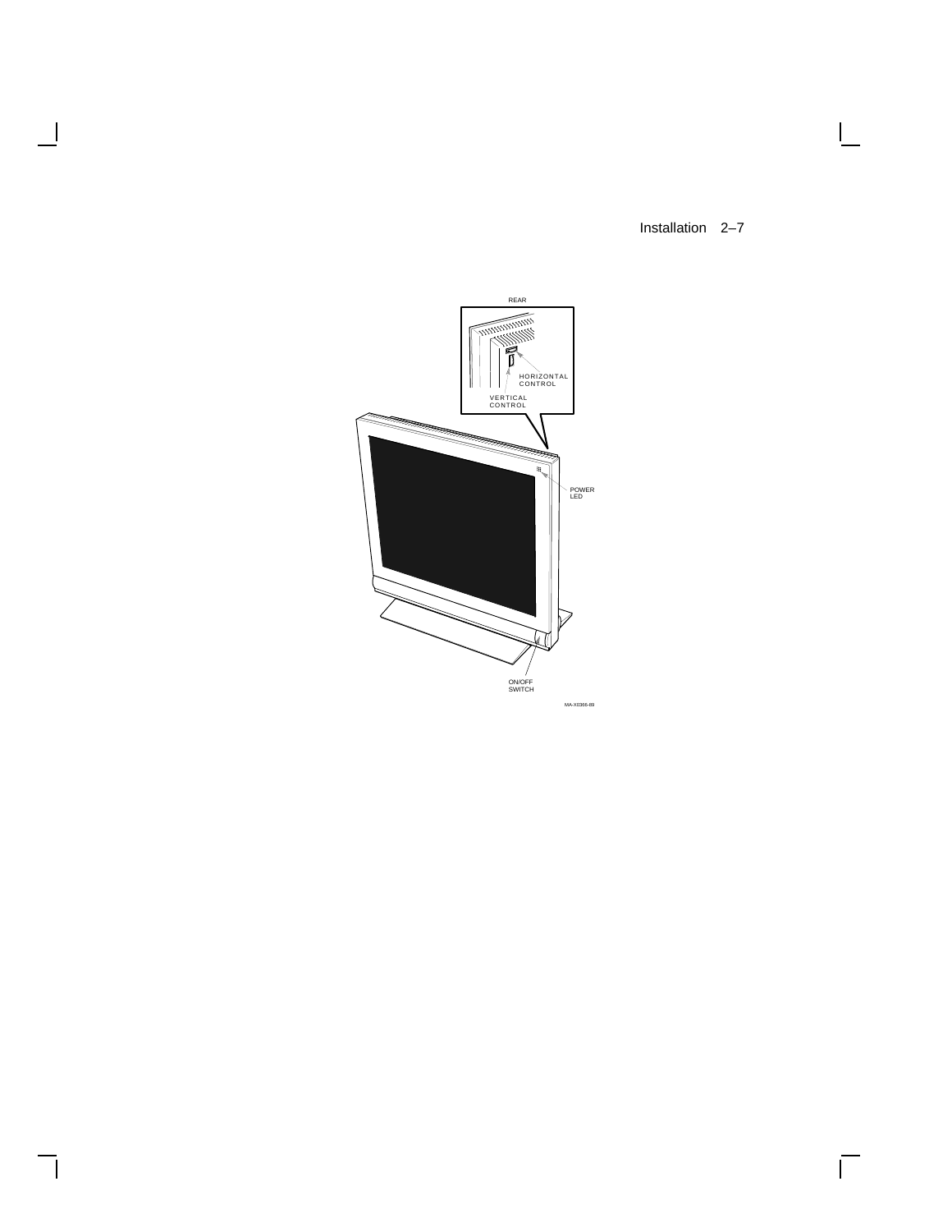REAR

HORIZONTAL CONTROL

VERTICAL CONTROL

POWER LED

ON/OFF SWITCH

MA-X0366-89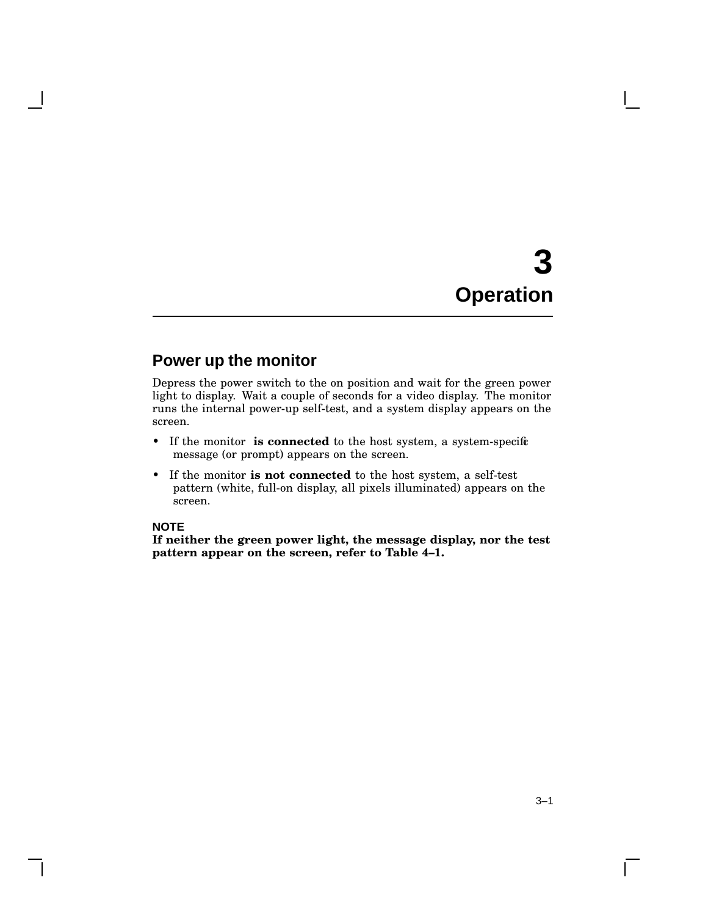# 3 Operation

## Power up the monitor

Depress the power switch to the on position and wait for the green power light to display. Wait a couple of seconds for a video display. The monitor runs the internal power-up self-test, and a system display appears on the screen.

- If the monitor **is connected** to the host system, a system-specific message (or prompt) appears on the screen.
- If the monitor **is not connected** to the host system, a self-test pattern (white, full-on display, all pixels illuminated) appears on the screen.

**NOTE**
**If neither the green power light, the message display, nor the test pattern appear on the screen, refer to Table 4–1.**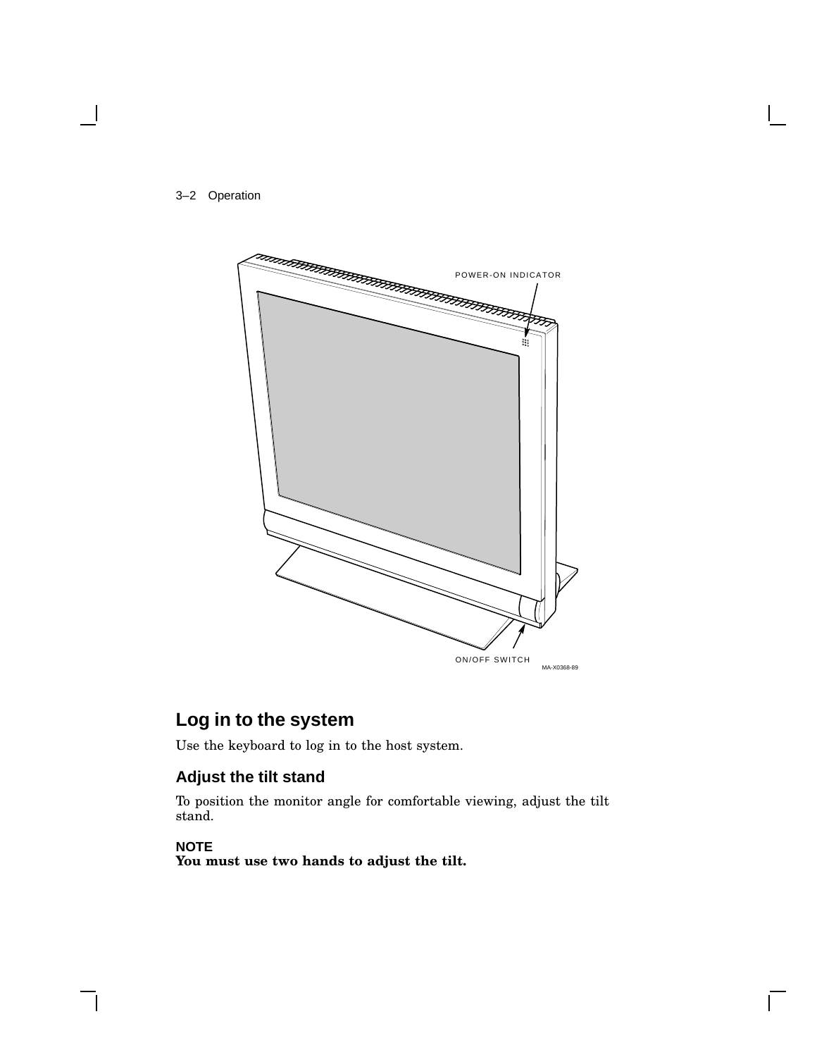POWER-ON INDICATOR

ON/OFF SWITCH

MA-X0368-89

## Log in to the system

Use the keyboard to log in to the host system.

### Adjust the tilt stand

To position the monitor angle for comfortable viewing, adjust the tilt stand.

**NOTE**
**You must use two hands to adjust the tilt.**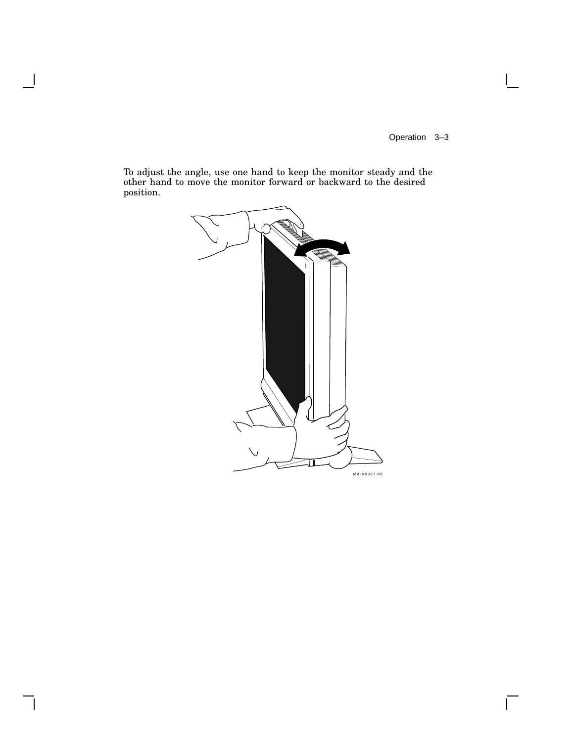To adjust the angle, use one hand to keep the monitor steady and the other hand to move the monitor forward or backward to the desired position.

MA-X0367-89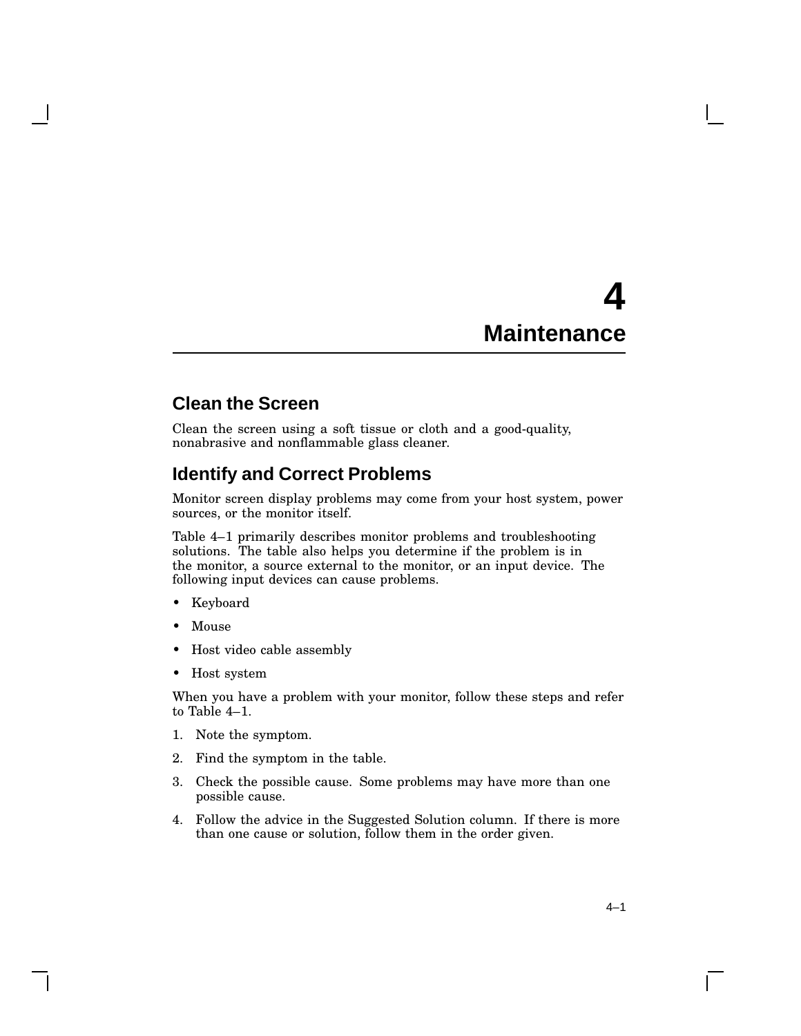# 4 Maintenance

## Clean the Screen

Clean the screen using a soft tissue or cloth and a good-quality, nonabrasive and nonflammable glass cleaner.

## Identify and Correct Problems

Monitor screen display problems may come from your host system, power sources, or the monitor itself.

Table 4–1 primarily describes monitor problems and troubleshooting solutions. The table also helps you determine if the problem is in the monitor, a source external to the monitor, or an input device. The following input devices can cause problems.

- Keyboard
- Mouse
- Host video cable assembly
- Host system

When you have a problem with your monitor, follow these steps and refer to Table 4–1.

1. Note the symptom.
2. Find the symptom in the table.
3. Check the possible cause. Some problems may have more than one possible cause.
4. Follow the advice in the Suggested Solution column. If there is more than one cause or solution, follow them in the order given.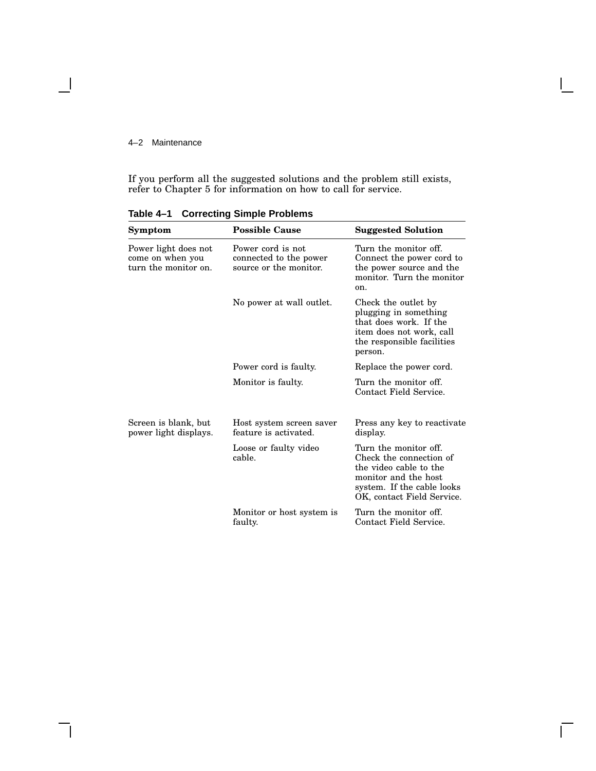If you perform all the suggested solutions and the problem still exists, refer to Chapter 5 for information on how to call for service.

**Table 4–1 Correcting Simple Problems**

| Symptom | Possible Cause | Suggested Solution |
|---|---|---|
| Power light does not come on when you turn the monitor on. | Power cord is not connected to the power source or the monitor. | Turn the monitor off. Connect the power cord to the power source and the monitor. Turn the monitor on. |
| | No power at wall outlet. | Check the outlet by plugging in something that does work. If the item does not work, call the responsible facilities person. |
| | Power cord is faulty. | Replace the power cord. |
| | Monitor is faulty. | Turn the monitor off. Contact Field Service. |
| Screen is blank, but power light displays. | Host system screen saver feature is activated. | Press any key to reactivate display. |
| | Loose or faulty video cable. | Turn the monitor off. Check the connection of the video cable to the monitor and the host system. If the cable looks OK, contact Field Service. |
| | Monitor or host system is faulty. | Turn the monitor off. Contact Field Service. |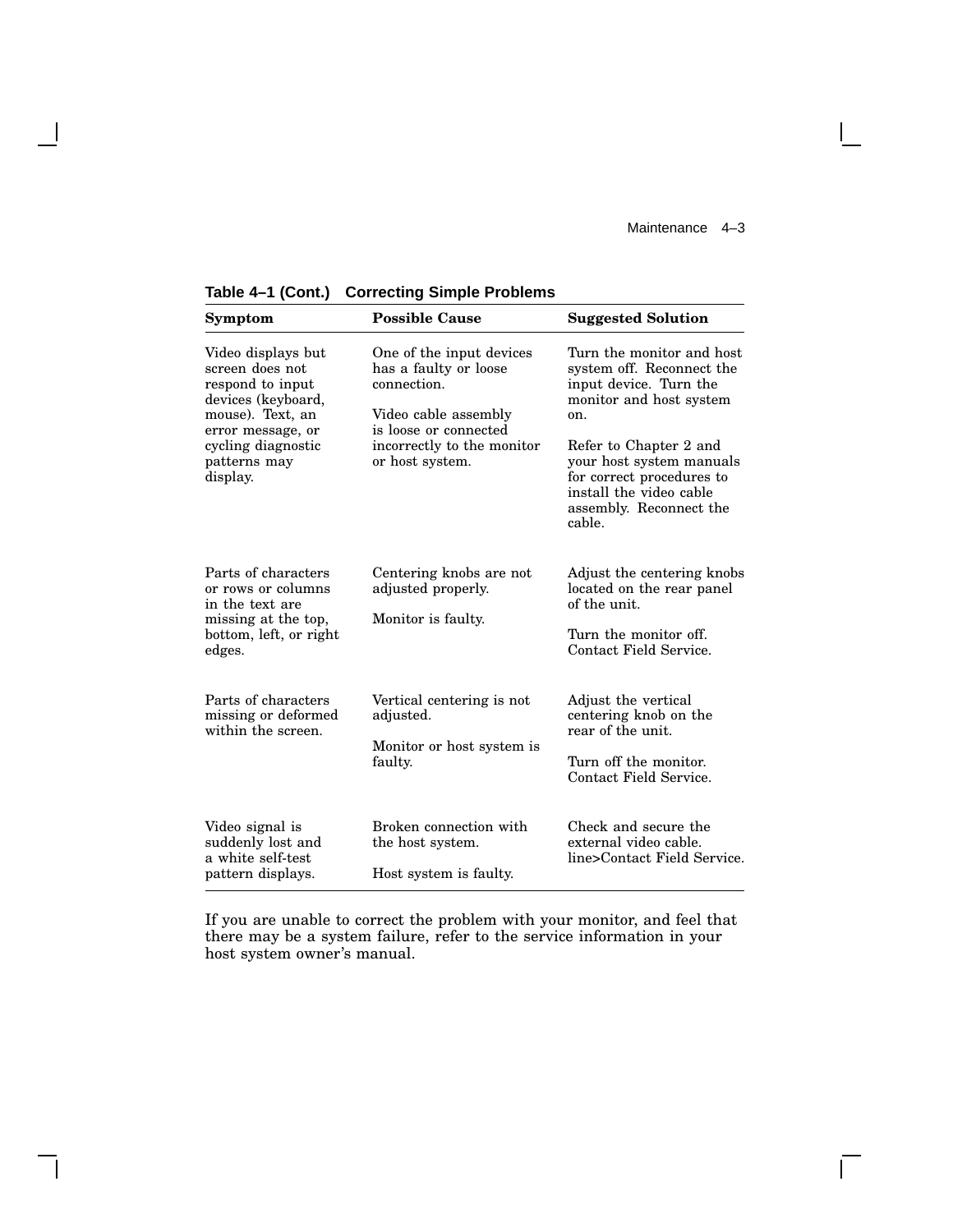**Table 4–1 (Cont.) Correcting Simple Problems**

| Symptom | Possible Cause | Suggested Solution |
|---|---|---|
| Video displays but screen does not respond to input devices (keyboard, mouse). Text, an error message, or cycling diagnostic patterns may display. | One of the input devices has a faulty or loose connection. | Turn the monitor and host system off. Reconnect the input device. Turn the monitor and host system on. |
| | Video cable assembly is loose or connected incorrectly to the monitor or host system. | Refer to Chapter 2 and your host system manuals for correct procedures to install the video cable assembly. Reconnect the cable. |
| Parts of characters or rows or columns in the text are missing at the top, bottom, left, or right edges. | Centering knobs are not adjusted properly. | Adjust the centering knobs located on the rear panel of the unit. |
| | Monitor is faulty. | Turn the monitor off. Contact Field Service. |
| Parts of characters missing or deformed within the screen. | Vertical centering is not adjusted. | Adjust the vertical centering knob on the rear of the unit. |
| | Monitor or host system is faulty. | Turn off the monitor. Contact Field Service. |
| Video signal is suddenly lost and a white self-test pattern displays. | Broken connection with the host system. | Check and secure the external video cable. line>Contact Field Service. |
| | Host system is faulty. | |

If you are unable to correct the problem with your monitor, and feel that there may be a system failure, refer to the service information in your host system owner's manual.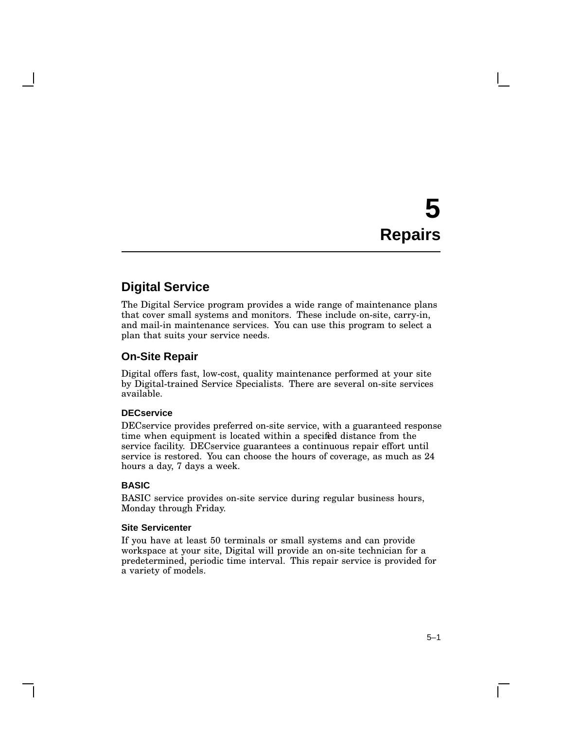# 5 Repairs

## Digital Service

The Digital Service program provides a wide range of maintenance plans that cover small systems and monitors. These include on-site, carry-in, and mail-in maintenance services. You can use this program to select a plan that suits your service needs.

## On-Site Repair

Digital offers fast, low-cost, quality maintenance performed at your site by Digital-trained Service Specialists. There are several on-site services available.

### DECservice

DECservice provides preferred on-site service, with a guaranteed response time when equipment is located within a specified distance from the service facility. DECservice guarantees a continuous repair effort until service is restored. You can choose the hours of coverage, as much as 24 hours a day, 7 days a week.

### BASIC

BASIC service provides on-site service during regular business hours, Monday through Friday.

### Site Servicenter

If you have at least 50 terminals or small systems and can provide workspace at your site, Digital will provide an on-site technician for a predetermined, periodic time interval. This repair service is provided for a variety of models.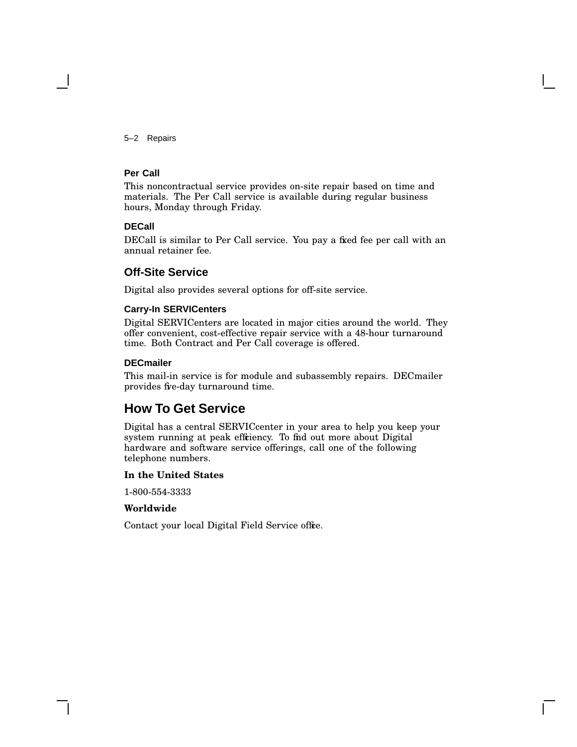### Per Call

This noncontractual service provides on-site repair based on time and materials. The Per Call service is available during regular business hours, Monday through Friday.

### DECall

DECall is similar to Per Call service. You pay a fixed fee per call with an annual retainer fee.

## Off-Site Service

Digital also provides several options for off-site service.

### Carry-In SERVICenters

Digital SERVICenters are located in major cities around the world. They offer convenient, cost-effective repair service with a 48-hour turnaround time. Both Contract and Per Call coverage is offered.

### DECmailer

This mail-in service is for module and subassembly repairs. DECmailer provides five-day turnaround time.

# How To Get Service

Digital has a central SERVICcenter in your area to help you keep your system running at peak efficiency. To find out more about Digital hardware and software service offerings, call one of the following telephone numbers.

**In the United States**

1-800-554-3333

**Worldwide**

Contact your local Digital Field Service office.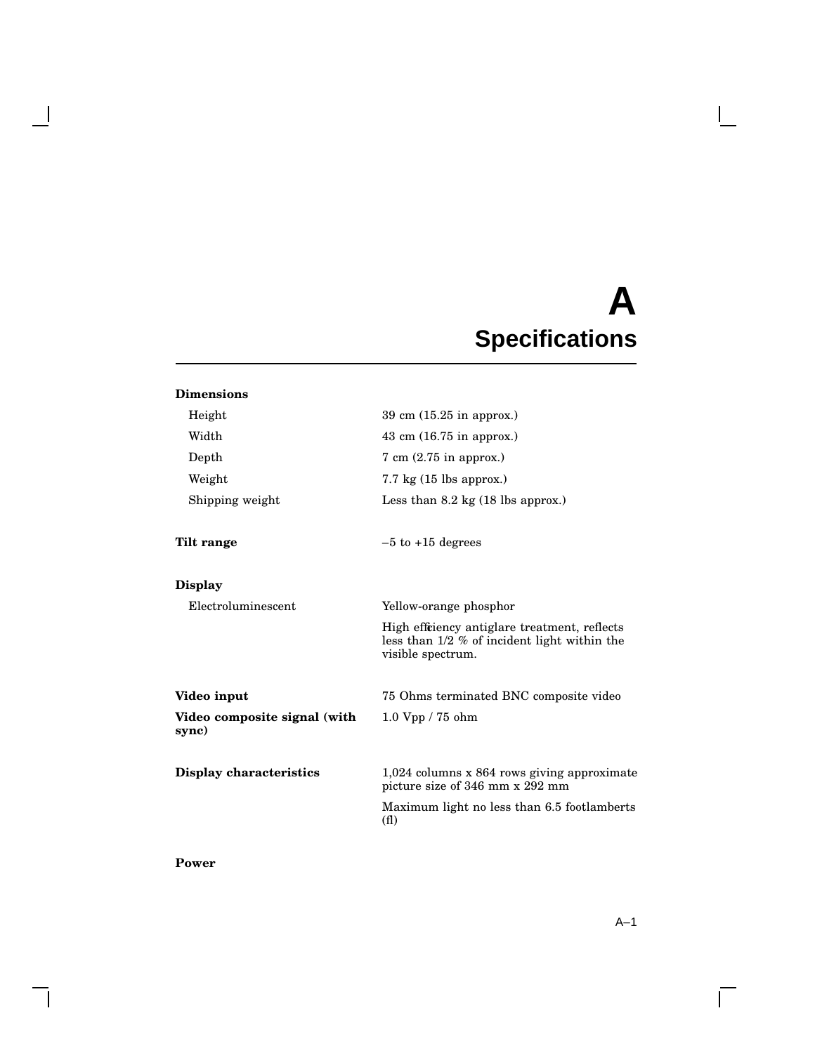# A Specifications

**Dimensions**

| | |
|---|---|
| Height | 39 cm (15.25 in approx.) |
| Width | 43 cm (16.75 in approx.) |
| Depth | 7 cm (2.75 in approx.) |
| Weight | 7.7 kg (15 lbs approx.) |
| Shipping weight | Less than 8.2 kg (18 lbs approx.) |

| | |
|---|---|
| **Tilt range** | –5 to +15 degrees |

**Display**

| | |
|---|---|
| Electroluminescent | Yellow-orange phosphor |
| | High efficiency antiglare treatment, reflects less than 1/2 % of incident light within the visible spectrum. |

| | |
|---|---|
| **Video input** | 75 Ohms terminated BNC composite video |
| **Video composite signal (with sync)** | 1.0 Vpp / 75 ohm |

| | |
|---|---|
| **Display characteristics** | 1,024 columns x 864 rows giving approximate picture size of 346 mm x 292 mm |
| | Maximum light no less than 6.5 footlamberts (fl) |

**Power**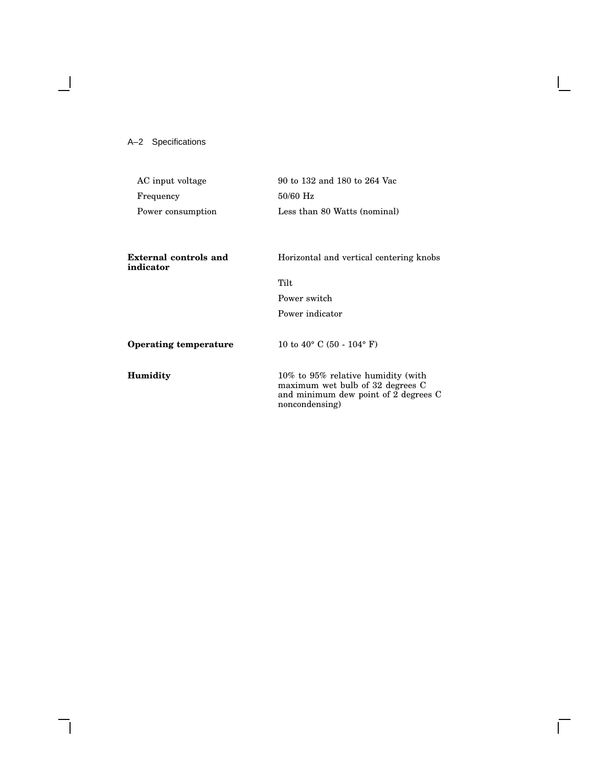| | |
|---|---|
| AC input voltage | 90 to 132 and 180 to 264 Vac |
| Frequency | 50/60 Hz |
| Power consumption | Less than 80 Watts (nominal) |
| **External controls and indicator** | Horizontal and vertical centering knobs |
| | Tilt |
| | Power switch |
| | Power indicator |
| **Operating temperature** | 10 to 40° C (50 - 104° F) |
| **Humidity** | 10% to 95% relative humidity (with maximum wet bulb of 32 degrees C and minimum dew point of 2 degrees C noncondensing) |